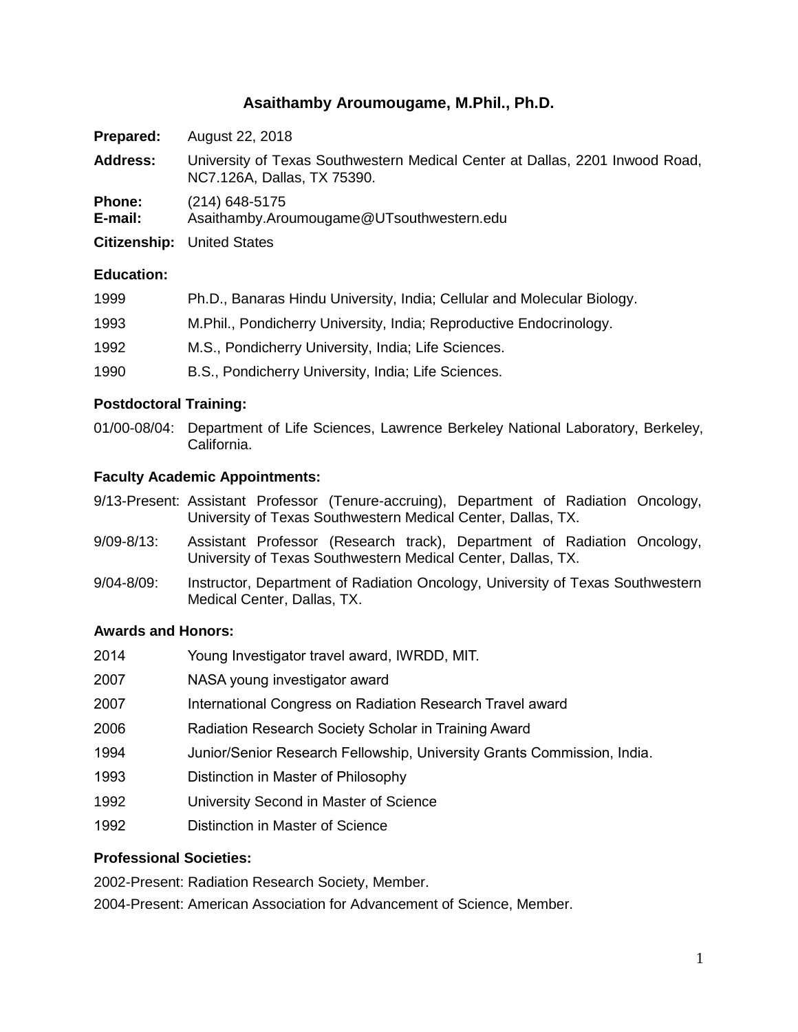# Asaithamby Aroumougame, M.Phil., Ph.D.

**Prepared:** August 22, 2018

**Address:** University of Texas Southwestern Medical Center at Dallas, 2201 Inwood Road, NC7.126A, Dallas, TX 75390.

**Phone:** (214) 648-5175
**E-mail:** Asaithamby.Aroumougame@UTsouthwestern.edu

**Citizenship:** United States

### Education:

1999 Ph.D., Banaras Hindu University, India; Cellular and Molecular Biology.

1993 M.Phil., Pondicherry University, India; Reproductive Endocrinology.

1992 M.S., Pondicherry University, India; Life Sciences.

1990 B.S., Pondicherry University, India; Life Sciences.

### Postdoctoral Training:

01/00-08/04: Department of Life Sciences, Lawrence Berkeley National Laboratory, Berkeley, California.

### Faculty Academic Appointments:

9/13-Present: Assistant Professor (Tenure-accruing), Department of Radiation Oncology, University of Texas Southwestern Medical Center, Dallas, TX.

9/09-8/13: Assistant Professor (Research track), Department of Radiation Oncology, University of Texas Southwestern Medical Center, Dallas, TX.

9/04-8/09: Instructor, Department of Radiation Oncology, University of Texas Southwestern Medical Center, Dallas, TX.

### Awards and Honors:

2014 Young Investigator travel award, IWRDD, MIT.

2007 NASA young investigator award

2007 International Congress on Radiation Research Travel award

2006 Radiation Research Society Scholar in Training Award

1994 Junior/Senior Research Fellowship, University Grants Commission, India.

1993 Distinction in Master of Philosophy

1992 University Second in Master of Science

1992 Distinction in Master of Science

### Professional Societies:

2002-Present: Radiation Research Society, Member.

2004-Present: American Association for Advancement of Science, Member.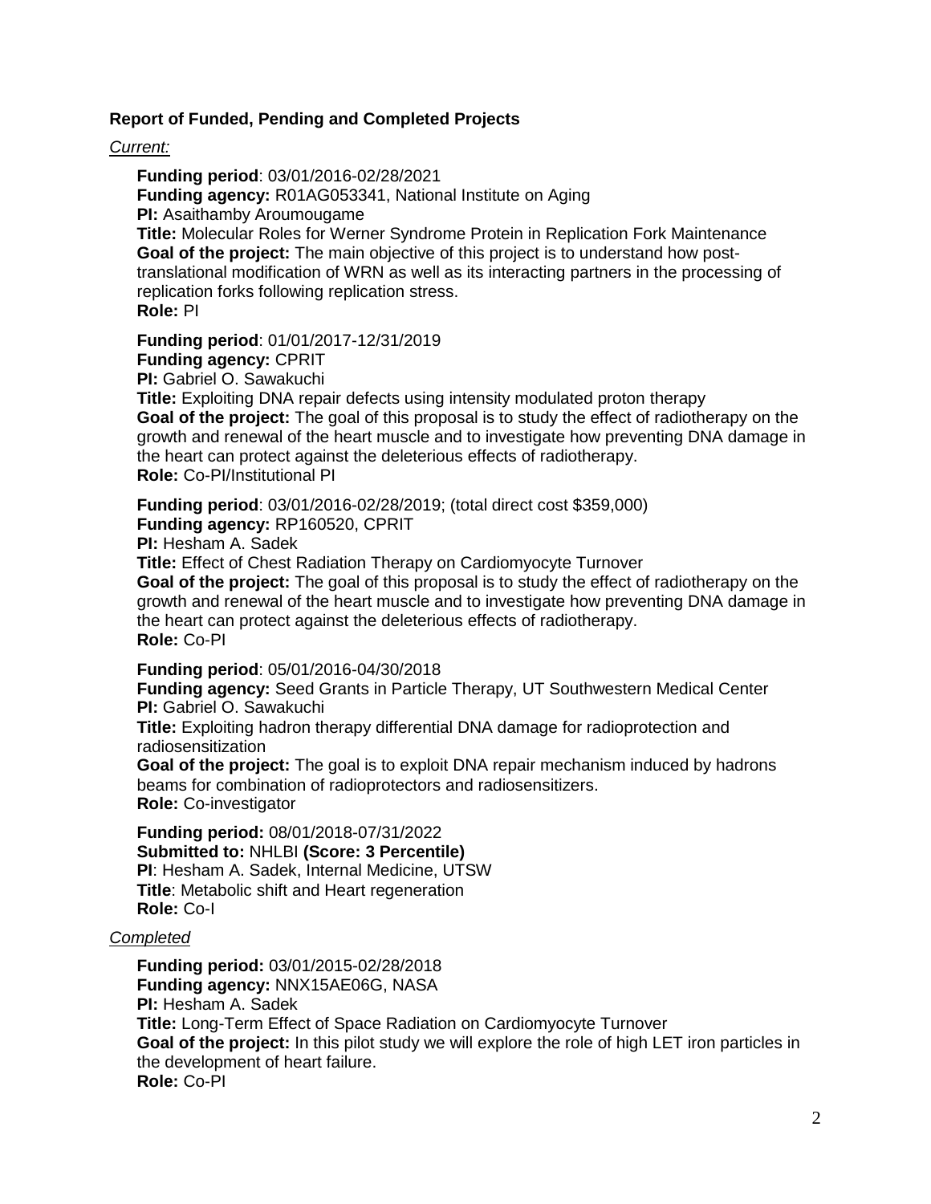### Report of Funded, Pending and Completed Projects

*Current:*

**Funding period**: 03/01/2016-02/28/2021
**Funding agency:** R01AG053341, National Institute on Aging
**PI:** Asaithamby Aroumougame
**Title:** Molecular Roles for Werner Syndrome Protein in Replication Fork Maintenance
**Goal of the project:** The main objective of this project is to understand how post-translational modification of WRN as well as its interacting partners in the processing of replication forks following replication stress.
**Role:** PI

**Funding period**: 01/01/2017-12/31/2019
**Funding agency:** CPRIT
**PI:** Gabriel O. Sawakuchi
**Title:** Exploiting DNA repair defects using intensity modulated proton therapy
**Goal of the project:** The goal of this proposal is to study the effect of radiotherapy on the growth and renewal of the heart muscle and to investigate how preventing DNA damage in the heart can protect against the deleterious effects of radiotherapy.
**Role:** Co-PI/Institutional PI

**Funding period**: 03/01/2016-02/28/2019; (total direct cost $359,000)
**Funding agency:** RP160520, CPRIT
**PI:** Hesham A. Sadek
**Title:** Effect of Chest Radiation Therapy on Cardiomyocyte Turnover
**Goal of the project:** The goal of this proposal is to study the effect of radiotherapy on the growth and renewal of the heart muscle and to investigate how preventing DNA damage in the heart can protect against the deleterious effects of radiotherapy.
**Role:** Co-PI

**Funding period**: 05/01/2016-04/30/2018
**Funding agency:** Seed Grants in Particle Therapy, UT Southwestern Medical Center
**PI:** Gabriel O. Sawakuchi
**Title:** Exploiting hadron therapy differential DNA damage for radioprotection and radiosensitization
**Goal of the project:** The goal is to exploit DNA repair mechanism induced by hadrons beams for combination of radioprotectors and radiosensitizers.
**Role:** Co-investigator

**Funding period:** 08/01/2018-07/31/2022
**Submitted to:** NHLBI **(Score: 3 Percentile)**
**PI**: Hesham A. Sadek, Internal Medicine, UTSW
**Title**: Metabolic shift and Heart regeneration
**Role:** Co-I

*Completed*

**Funding period:** 03/01/2015-02/28/2018
**Funding agency:** NNX15AE06G, NASA
**PI:** Hesham A. Sadek
**Title:** Long-Term Effect of Space Radiation on Cardiomyocyte Turnover
**Goal of the project:** In this pilot study we will explore the role of high LET iron particles in the development of heart failure.
**Role:** Co-PI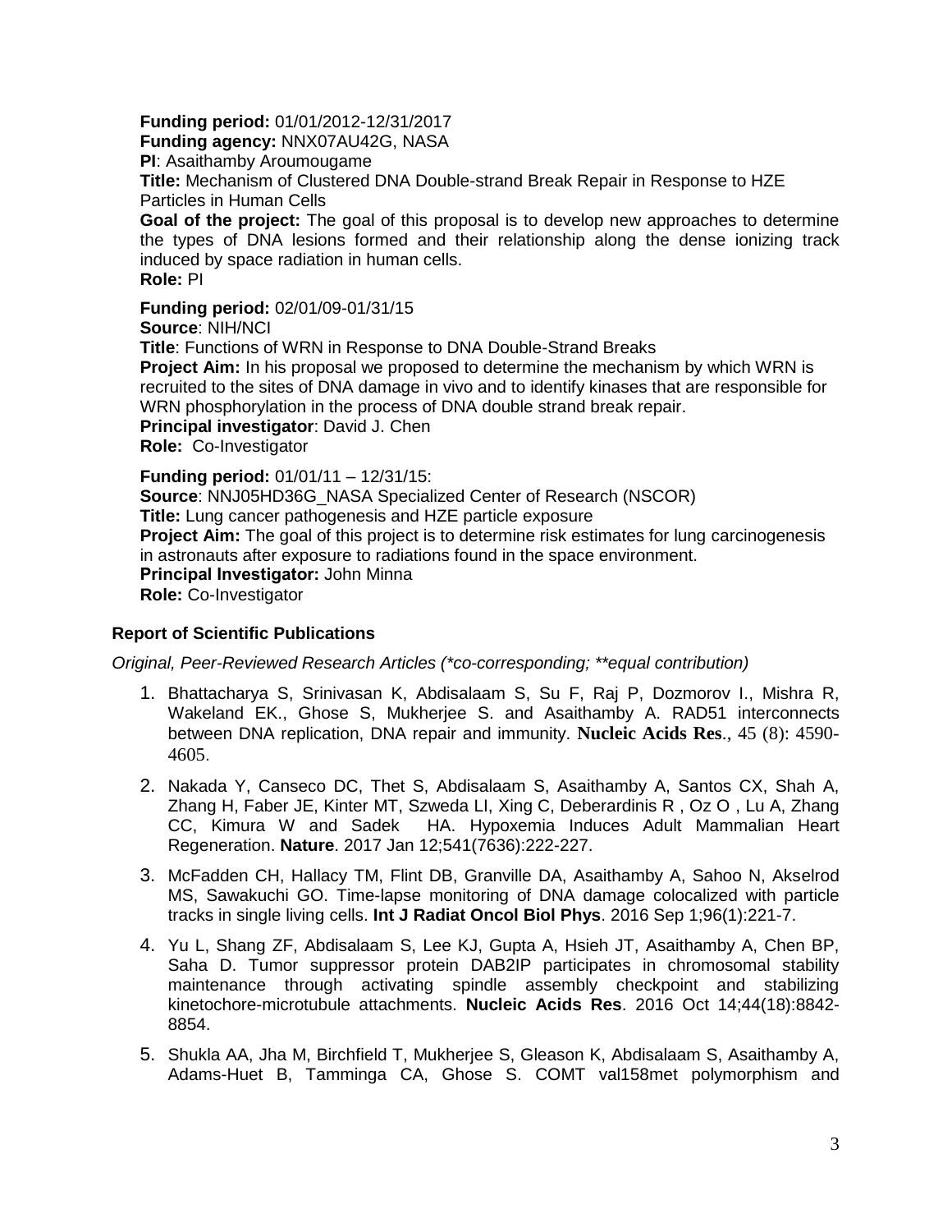**Funding period:** 01/01/2012-12/31/2017
**Funding agency:** NNX07AU42G, NASA
**PI**: Asaithamby Aroumougame
**Title:** Mechanism of Clustered DNA Double-strand Break Repair in Response to HZE Particles in Human Cells
**Goal of the project:** The goal of this proposal is to develop new approaches to determine the types of DNA lesions formed and their relationship along the dense ionizing track induced by space radiation in human cells.
**Role:** PI

**Funding period:** 02/01/09-01/31/15
**Source**: NIH/NCI
**Title**: Functions of WRN in Response to DNA Double-Strand Breaks
**Project Aim:** In his proposal we proposed to determine the mechanism by which WRN is recruited to the sites of DNA damage in vivo and to identify kinases that are responsible for WRN phosphorylation in the process of DNA double strand break repair.
**Principal investigator**: David J. Chen
**Role:** Co-Investigator

**Funding period:** 01/01/11 – 12/31/15:
**Source**: NNJ05HD36G_NASA Specialized Center of Research (NSCOR)
**Title:** Lung cancer pathogenesis and HZE particle exposure
**Project Aim:** The goal of this project is to determine risk estimates for lung carcinogenesis in astronauts after exposure to radiations found in the space environment.
**Principal Investigator:** John Minna
**Role:** Co-Investigator

## Report of Scientific Publications

*Original, Peer-Reviewed Research Articles (*co-corresponding; **equal contribution)*

1. Bhattacharya S, Srinivasan K, Abdisalaam S, Su F, Raj P, Dozmorov I., Mishra R, Wakeland EK., Ghose S, Mukherjee S. and Asaithamby A. RAD51 interconnects between DNA replication, DNA repair and immunity. **Nucleic Acids Res**., 45 (8): 4590-4605.
2. Nakada Y, Canseco DC, Thet S, Abdisalaam S, Asaithamby A, Santos CX, Shah A, Zhang H, Faber JE, Kinter MT, Szweda LI, Xing C, Deberardinis R , Oz O , Lu A, Zhang CC, Kimura W and Sadek HA. Hypoxemia Induces Adult Mammalian Heart Regeneration. **Nature**. 2017 Jan 12;541(7636):222-227.
3. McFadden CH, Hallacy TM, Flint DB, Granville DA, Asaithamby A, Sahoo N, Akselrod MS, Sawakuchi GO. Time-lapse monitoring of DNA damage colocalized with particle tracks in single living cells. **Int J Radiat Oncol Biol Phys**. 2016 Sep 1;96(1):221-7.
4. Yu L, Shang ZF, Abdisalaam S, Lee KJ, Gupta A, Hsieh JT, Asaithamby A, Chen BP, Saha D. Tumor suppressor protein DAB2IP participates in chromosomal stability maintenance through activating spindle assembly checkpoint and stabilizing kinetochore-microtubule attachments. **Nucleic Acids Res**. 2016 Oct 14;44(18):8842-8854.
5. Shukla AA, Jha M, Birchfield T, Mukherjee S, Gleason K, Abdisalaam S, Asaithamby A, Adams-Huet B, Tamminga CA, Ghose S. COMT val158met polymorphism and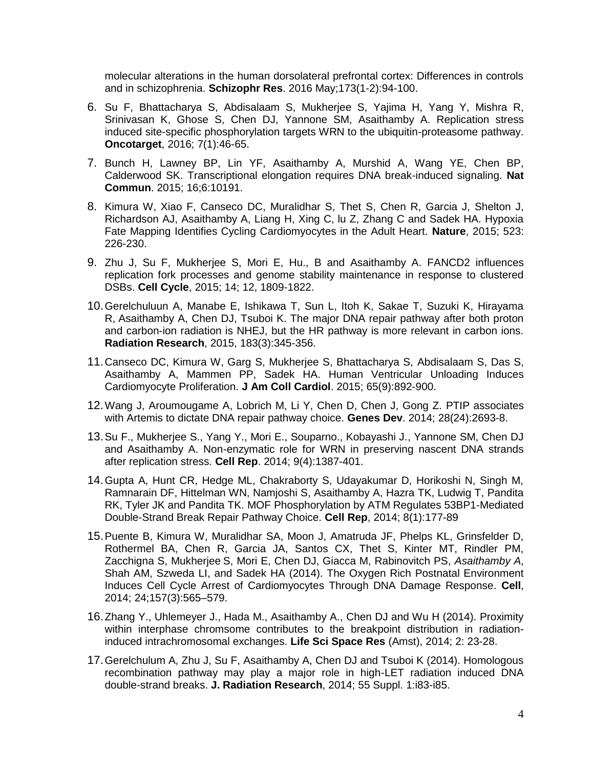molecular alterations in the human dorsolateral prefrontal cortex: Differences in controls and in schizophrenia. **Schizophr Res**. 2016 May;173(1-2):94-100.

6. Su F, Bhattacharya S, Abdisalaam S, Mukherjee S, Yajima H, Yang Y, Mishra R, Srinivasan K, Ghose S, Chen DJ, Yannone SM, Asaithamby A. Replication stress induced site-specific phosphorylation targets WRN to the ubiquitin-proteasome pathway. **Oncotarget**, 2016; 7(1):46-65.
7. Bunch H, Lawney BP, Lin YF, Asaithamby A, Murshid A, Wang YE, Chen BP, Calderwood SK. Transcriptional elongation requires DNA break-induced signaling. **Nat Commun**. 2015; 16;6:10191.
8. Kimura W, Xiao F, Canseco DC, Muralidhar S, Thet S, Chen R, Garcia J, Shelton J, Richardson AJ, Asaithamby A, Liang H, Xing C, lu Z, Zhang C and Sadek HA. Hypoxia Fate Mapping Identifies Cycling Cardiomyocytes in the Adult Heart. **Nature**, 2015; 523: 226-230.
9. Zhu J, Su F, Mukherjee S, Mori E, Hu., B and Asaithamby A. FANCD2 influences replication fork processes and genome stability maintenance in response to clustered DSBs. **Cell Cycle**, 2015; 14; 12, 1809-1822.
10. Gerelchuluun A, Manabe E, Ishikawa T, Sun L, Itoh K, Sakae T, Suzuki K, Hirayama R, Asaithamby A, Chen DJ, Tsuboi K. The major DNA repair pathway after both proton and carbon-ion radiation is NHEJ, but the HR pathway is more relevant in carbon ions. **Radiation Research**, 2015, 183(3):345-356.
11. Canseco DC, Kimura W, Garg S, Mukherjee S, Bhattacharya S, Abdisalaam S, Das S, Asaithamby A, Mammen PP, Sadek HA. Human Ventricular Unloading Induces Cardiomyocyte Proliferation. **J Am Coll Cardiol**. 2015; 65(9):892-900.
12. Wang J, Aroumougame A, Lobrich M, Li Y, Chen D, Chen J, Gong Z. PTIP associates with Artemis to dictate DNA repair pathway choice. **Genes Dev**. 2014; 28(24):2693-8.
13. Su F., Mukherjee S., Yang Y., Mori E., Souparno., Kobayashi J., Yannone SM, Chen DJ and Asaithamby A. Non-enzymatic role for WRN in preserving nascent DNA strands after replication stress. **Cell Rep**. 2014; 9(4):1387-401.
14. Gupta A, Hunt CR, Hedge ML, Chakraborty S, Udayakumar D, Horikoshi N, Singh M, Ramnarain DF, Hittelman WN, Namjoshi S, Asaithamby A, Hazra TK, Ludwig T, Pandita RK, Tyler JK and Pandita TK. MOF Phosphorylation by ATM Regulates 53BP1-Mediated Double-Strand Break Repair Pathway Choice. **Cell Rep**, 2014; 8(1):177-89
15. Puente B, Kimura W, Muralidhar SA, Moon J, Amatruda JF, Phelps KL, Grinsfelder D, Rothermel BA, Chen R, Garcia JA, Santos CX, Thet S, Kinter MT, Rindler PM, Zacchigna S, Mukherjee S, Mori E, Chen DJ, Giacca M, Rabinovitch PS, *Asaithamby A*, Shah AM, Szweda LI, and Sadek HA (2014). The Oxygen Rich Postnatal Environment Induces Cell Cycle Arrest of Cardiomyocytes Through DNA Damage Response. **Cell**, 2014; 24;157(3):565–579.
16. Zhang Y., Uhlemeyer J., Hada M., Asaithamby A., Chen DJ and Wu H (2014). Proximity within interphase chromsome contributes to the breakpoint distribution in radiation-induced intrachromosomal exchanges. **Life Sci Space Res** (Amst), 2014; 2: 23-28.
17. Gerelchulum A, Zhu J, Su F, Asaithamby A, Chen DJ and Tsuboi K (2014). Homologous recombination pathway may play a major role in high-LET radiation induced DNA double-strand breaks. **J. Radiation Research**, 2014; 55 Suppl. 1:i83-i85.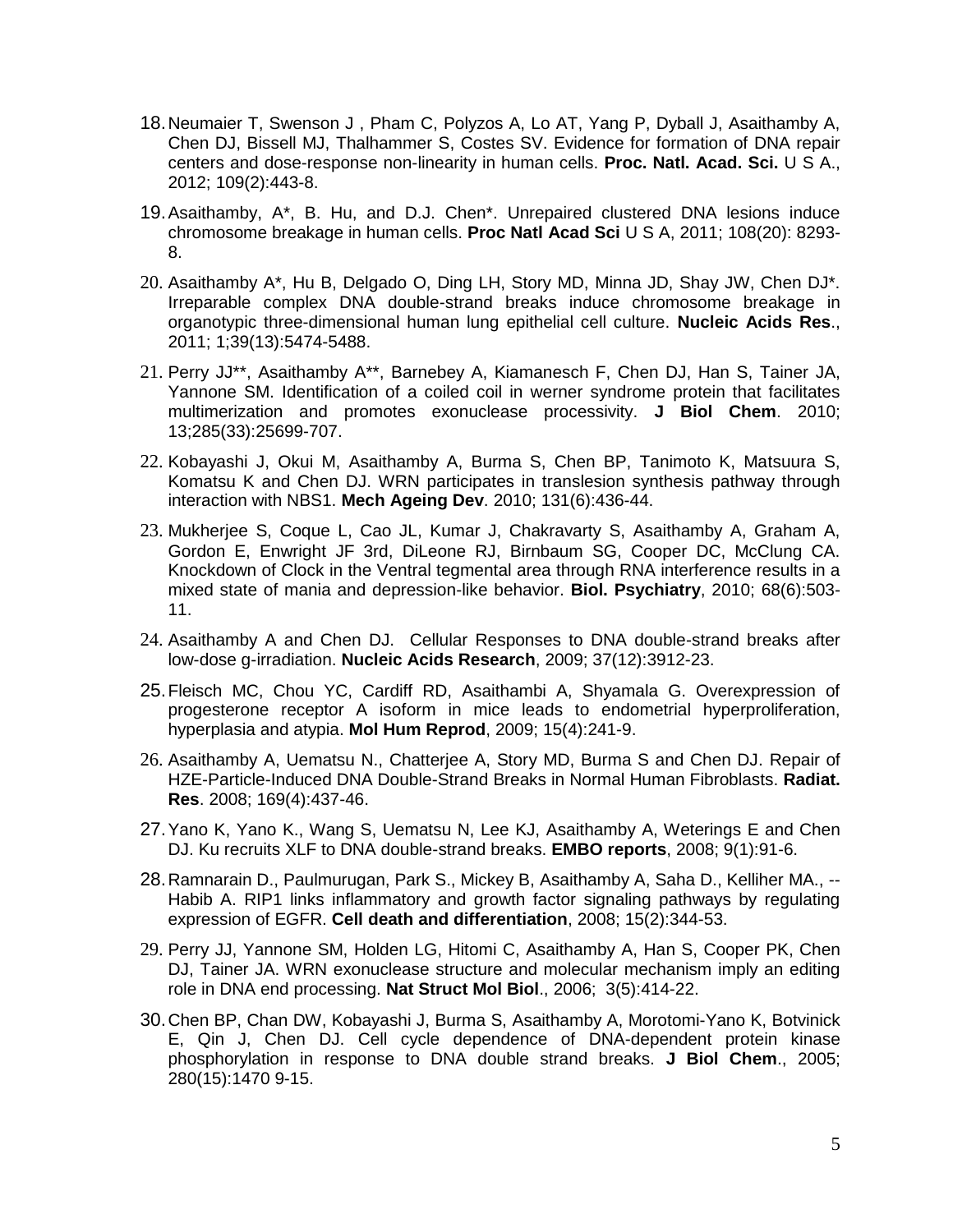18. Neumaier T, Swenson J , Pham C, Polyzos A, Lo AT, Yang P, Dyball J, Asaithamby A, Chen DJ, Bissell MJ, Thalhammer S, Costes SV. Evidence for formation of DNA repair centers and dose-response non-linearity in human cells. **Proc. Natl. Acad. Sci.** U S A., 2012; 109(2):443-8.

19. Asaithamby, A*, B. Hu, and D.J. Chen*. Unrepaired clustered DNA lesions induce chromosome breakage in human cells. **Proc Natl Acad Sci** U S A, 2011; 108(20): 8293-8.

20. Asaithamby A*, Hu B, Delgado O, Ding LH, Story MD, Minna JD, Shay JW, Chen DJ*. Irreparable complex DNA double-strand breaks induce chromosome breakage in organotypic three-dimensional human lung epithelial cell culture. **Nucleic Acids Res**., 2011; 1;39(13):5474-5488.

21. Perry JJ**, Asaithamby A**, Barnebey A, Kiamanesch F, Chen DJ, Han S, Tainer JA, Yannone SM. Identification of a coiled coil in werner syndrome protein that facilitates multimerization and promotes exonuclease processivity. **J Biol Chem**. 2010; 13;285(33):25699-707.

22. Kobayashi J, Okui M, Asaithamby A, Burma S, Chen BP, Tanimoto K, Matsuura S, Komatsu K and Chen DJ. WRN participates in translesion synthesis pathway through interaction with NBS1. **Mech Ageing Dev**. 2010; 131(6):436-44.

23. Mukherjee S, Coque L, Cao JL, Kumar J, Chakravarty S, Asaithamby A, Graham A, Gordon E, Enwright JF 3rd, DiLeone RJ, Birnbaum SG, Cooper DC, McClung CA. Knockdown of Clock in the Ventral tegmental area through RNA interference results in a mixed state of mania and depression-like behavior. **Biol. Psychiatry**, 2010; 68(6):503-11.

24. Asaithamby A and Chen DJ. Cellular Responses to DNA double-strand breaks after low-dose g-irradiation. **Nucleic Acids Research**, 2009; 37(12):3912-23.

25. Fleisch MC, Chou YC, Cardiff RD, Asaithambi A, Shyamala G. Overexpression of progesterone receptor A isoform in mice leads to endometrial hyperproliferation, hyperplasia and atypia. **Mol Hum Reprod**, 2009; 15(4):241-9.

26. Asaithamby A, Uematsu N., Chatterjee A, Story MD, Burma S and Chen DJ. Repair of HZE-Particle-Induced DNA Double-Strand Breaks in Normal Human Fibroblasts. **Radiat. Res**. 2008; 169(4):437-46.

27. Yano K, Yano K., Wang S, Uematsu N, Lee KJ, Asaithamby A, Weterings E and Chen DJ. Ku recruits XLF to DNA double-strand breaks. **EMBO reports**, 2008; 9(1):91-6.

28. Ramnarain D., Paulmurugan, Park S., Mickey B, Asaithamby A, Saha D., Kelliher MA., --Habib A. RIP1 links inflammatory and growth factor signaling pathways by regulating expression of EGFR. **Cell death and differentiation**, 2008; 15(2):344-53.

29. Perry JJ, Yannone SM, Holden LG, Hitomi C, Asaithamby A, Han S, Cooper PK, Chen DJ, Tainer JA. WRN exonuclease structure and molecular mechanism imply an editing role in DNA end processing. **Nat Struct Mol Biol**., 2006; 3(5):414-22.

30. Chen BP, Chan DW, Kobayashi J, Burma S, Asaithamby A, Morotomi-Yano K, Botvinick E, Qin J, Chen DJ. Cell cycle dependence of DNA-dependent protein kinase phosphorylation in response to DNA double strand breaks. **J Biol Chem**., 2005; 280(15):1470 9-15.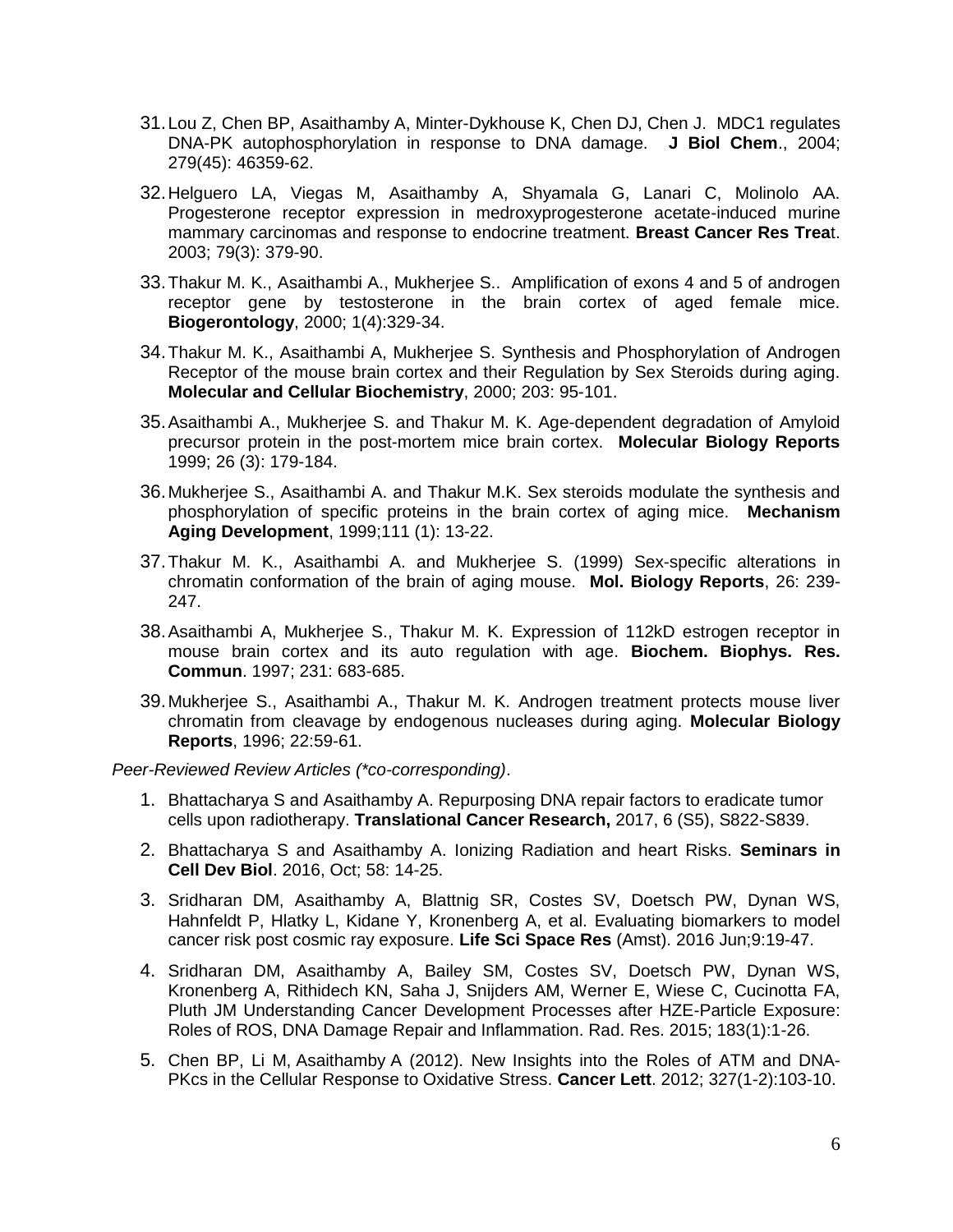31. Lou Z, Chen BP, Asaithamby A, Minter-Dykhouse K, Chen DJ, Chen J. MDC1 regulates DNA-PK autophosphorylation in response to DNA damage. **J Biol Chem**., 2004; 279(45): 46359-62.

32. Helguero LA, Viegas M, Asaithamby A, Shyamala G, Lanari C, Molinolo AA. Progesterone receptor expression in medroxyprogesterone acetate-induced murine mammary carcinomas and response to endocrine treatment. **Breast Cancer Res Trea**t. 2003; 79(3): 379-90.

33. Thakur M. K., Asaithambi A., Mukherjee S.. Amplification of exons 4 and 5 of androgen receptor gene by testosterone in the brain cortex of aged female mice. **Biogerontology**, 2000; 1(4):329-34.

34. Thakur M. K., Asaithambi A, Mukherjee S. Synthesis and Phosphorylation of Androgen Receptor of the mouse brain cortex and their Regulation by Sex Steroids during aging. **Molecular and Cellular Biochemistry**, 2000; 203: 95-101.

35. Asaithambi A., Mukherjee S. and Thakur M. K. Age-dependent degradation of Amyloid precursor protein in the post-mortem mice brain cortex. **Molecular Biology Reports** 1999; 26 (3): 179-184.

36. Mukherjee S., Asaithambi A. and Thakur M.K. Sex steroids modulate the synthesis and phosphorylation of specific proteins in the brain cortex of aging mice. **Mechanism Aging Development**, 1999;111 (1): 13-22.

37. Thakur M. K., Asaithambi A. and Mukherjee S. (1999) Sex-specific alterations in chromatin conformation of the brain of aging mouse. **Mol. Biology Reports**, 26: 239-247.

38. Asaithambi A, Mukherjee S., Thakur M. K. Expression of 112kD estrogen receptor in mouse brain cortex and its auto regulation with age. **Biochem. Biophys. Res. Commun**. 1997; 231: 683-685.

39. Mukherjee S., Asaithambi A., Thakur M. K. Androgen treatment protects mouse liver chromatin from cleavage by endogenous nucleases during aging. **Molecular Biology Reports**, 1996; 22:59-61.

*Peer-Reviewed Review Articles (*co-corresponding)*.

1. Bhattacharya S and Asaithamby A. Repurposing DNA repair factors to eradicate tumor cells upon radiotherapy. **Translational Cancer Research,** 2017, 6 (S5), S822-S839.

2. Bhattacharya S and Asaithamby A. Ionizing Radiation and heart Risks. **Seminars in Cell Dev Biol**. 2016, Oct; 58: 14-25.

3. Sridharan DM, Asaithamby A, Blattnig SR, Costes SV, Doetsch PW, Dynan WS, Hahnfeldt P, Hlatky L, Kidane Y, Kronenberg A, et al. Evaluating biomarkers to model cancer risk post cosmic ray exposure. **Life Sci Space Res** (Amst). 2016 Jun;9:19-47.

4. Sridharan DM, Asaithamby A, Bailey SM, Costes SV, Doetsch PW, Dynan WS, Kronenberg A, Rithidech KN, Saha J, Snijders AM, Werner E, Wiese C, Cucinotta FA, Pluth JM Understanding Cancer Development Processes after HZE-Particle Exposure: Roles of ROS, DNA Damage Repair and Inflammation. Rad. Res. 2015; 183(1):1-26.

5. Chen BP, Li M, Asaithamby A (2012). New Insights into the Roles of ATM and DNA-PKcs in the Cellular Response to Oxidative Stress. **Cancer Lett**. 2012; 327(1-2):103-10.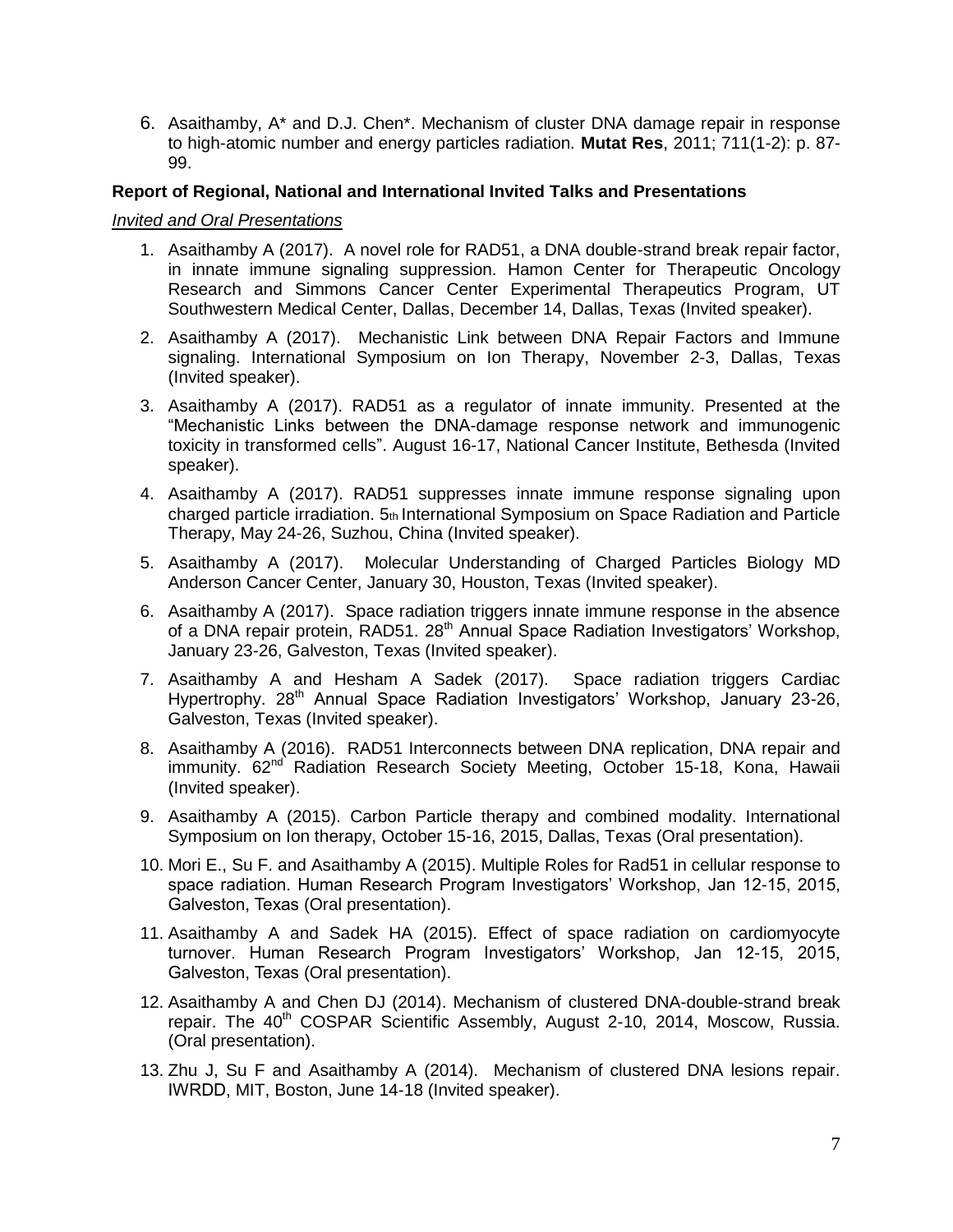6. Asaithamby, A* and D.J. Chen*. Mechanism of cluster DNA damage repair in response to high-atomic number and energy particles radiation. **Mutat Res**, 2011; 711(1-2): p. 87-99.

**Report of Regional, National and International Invited Talks and Presentations**

*Invited and Oral Presentations*

1. Asaithamby A (2017). A novel role for RAD51, a DNA double-strand break repair factor, in innate immune signaling suppression. Hamon Center for Therapeutic Oncology Research and Simmons Cancer Center Experimental Therapeutics Program, UT Southwestern Medical Center, Dallas, December 14, Dallas, Texas (Invited speaker).
2. Asaithamby A (2017). Mechanistic Link between DNA Repair Factors and Immune signaling. International Symposium on Ion Therapy, November 2-3, Dallas, Texas (Invited speaker).
3. Asaithamby A (2017). RAD51 as a regulator of innate immunity. Presented at the "Mechanistic Links between the DNA-damage response network and immunogenic toxicity in transformed cells". August 16-17, National Cancer Institute, Bethesda (Invited speaker).
4. Asaithamby A (2017). RAD51 suppresses innate immune response signaling upon charged particle irradiation. 5th International Symposium on Space Radiation and Particle Therapy, May 24-26, Suzhou, China (Invited speaker).
5. Asaithamby A (2017). Molecular Understanding of Charged Particles Biology MD Anderson Cancer Center, January 30, Houston, Texas (Invited speaker).
6. Asaithamby A (2017). Space radiation triggers innate immune response in the absence of a DNA repair protein, RAD51. 28th Annual Space Radiation Investigators' Workshop, January 23-26, Galveston, Texas (Invited speaker).
7. Asaithamby A and Hesham A Sadek (2017). Space radiation triggers Cardiac Hypertrophy. 28th Annual Space Radiation Investigators' Workshop, January 23-26, Galveston, Texas (Invited speaker).
8. Asaithamby A (2016). RAD51 Interconnects between DNA replication, DNA repair and immunity. 62nd Radiation Research Society Meeting, October 15-18, Kona, Hawaii (Invited speaker).
9. Asaithamby A (2015). Carbon Particle therapy and combined modality. International Symposium on Ion therapy, October 15-16, 2015, Dallas, Texas (Oral presentation).
10. Mori E., Su F. and Asaithamby A (2015). Multiple Roles for Rad51 in cellular response to space radiation. Human Research Program Investigators' Workshop, Jan 12-15, 2015, Galveston, Texas (Oral presentation).
11. Asaithamby A and Sadek HA (2015). Effect of space radiation on cardiomyocyte turnover. Human Research Program Investigators' Workshop, Jan 12-15, 2015, Galveston, Texas (Oral presentation).
12. Asaithamby A and Chen DJ (2014). Mechanism of clustered DNA-double-strand break repair. The 40th COSPAR Scientific Assembly, August 2-10, 2014, Moscow, Russia. (Oral presentation).
13. Zhu J, Su F and Asaithamby A (2014). Mechanism of clustered DNA lesions repair. IWRDD, MIT, Boston, June 14-18 (Invited speaker).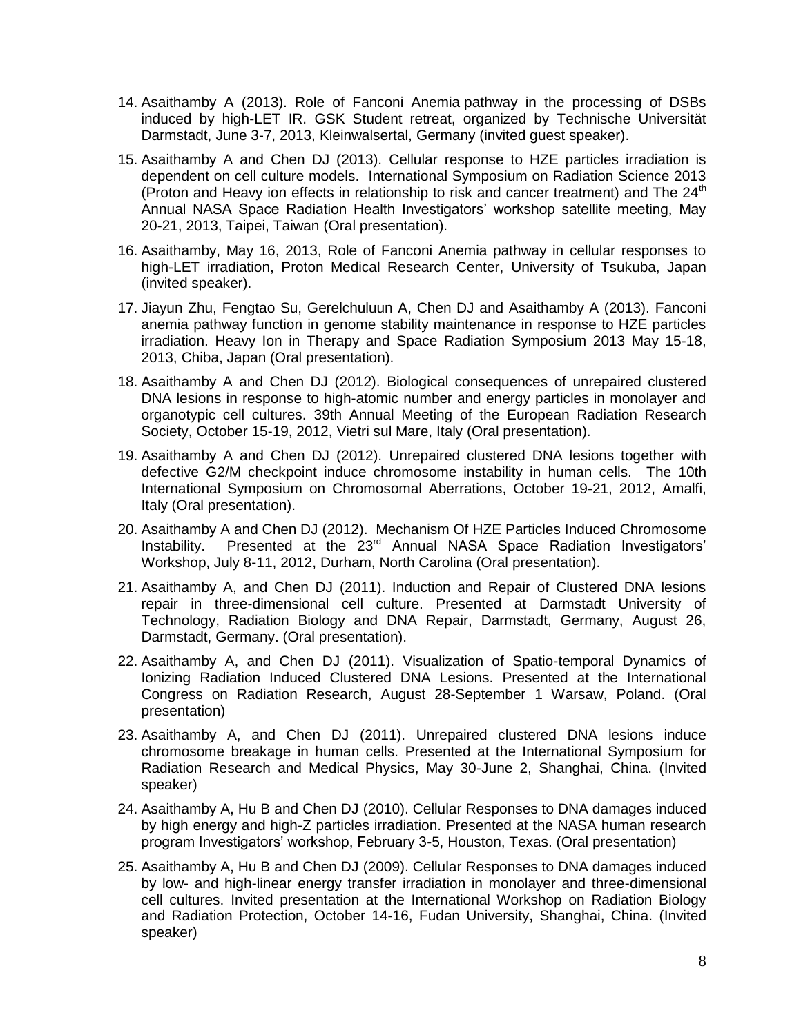14. Asaithamby A (2013). Role of Fanconi Anemia pathway in the processing of DSBs induced by high-LET IR. GSK Student retreat, organized by Technische Universität Darmstadt, June 3-7, 2013, Kleinwalsertal, Germany (invited guest speaker).

15. Asaithamby A and Chen DJ (2013). Cellular response to HZE particles irradiation is dependent on cell culture models. International Symposium on Radiation Science 2013 (Proton and Heavy ion effects in relationship to risk and cancer treatment) and The 24th Annual NASA Space Radiation Health Investigators' workshop satellite meeting, May 20-21, 2013, Taipei, Taiwan (Oral presentation).

16. Asaithamby, May 16, 2013, Role of Fanconi Anemia pathway in cellular responses to high-LET irradiation, Proton Medical Research Center, University of Tsukuba, Japan (invited speaker).

17. Jiayun Zhu, Fengtao Su, Gerelchuluun A, Chen DJ and Asaithamby A (2013). Fanconi anemia pathway function in genome stability maintenance in response to HZE particles irradiation. Heavy Ion in Therapy and Space Radiation Symposium 2013 May 15-18, 2013, Chiba, Japan (Oral presentation).

18. Asaithamby A and Chen DJ (2012). Biological consequences of unrepaired clustered DNA lesions in response to high-atomic number and energy particles in monolayer and organotypic cell cultures. 39th Annual Meeting of the European Radiation Research Society, October 15-19, 2012, Vietri sul Mare, Italy (Oral presentation).

19. Asaithamby A and Chen DJ (2012). Unrepaired clustered DNA lesions together with defective G2/M checkpoint induce chromosome instability in human cells. The 10th International Symposium on Chromosomal Aberrations, October 19-21, 2012, Amalfi, Italy (Oral presentation).

20. Asaithamby A and Chen DJ (2012). Mechanism Of HZE Particles Induced Chromosome Instability. Presented at the 23rd Annual NASA Space Radiation Investigators' Workshop, July 8-11, 2012, Durham, North Carolina (Oral presentation).

21. Asaithamby A, and Chen DJ (2011). Induction and Repair of Clustered DNA lesions repair in three-dimensional cell culture. Presented at Darmstadt University of Technology, Radiation Biology and DNA Repair, Darmstadt, Germany, August 26, Darmstadt, Germany. (Oral presentation).

22. Asaithamby A, and Chen DJ (2011). Visualization of Spatio-temporal Dynamics of Ionizing Radiation Induced Clustered DNA Lesions. Presented at the International Congress on Radiation Research, August 28-September 1 Warsaw, Poland. (Oral presentation)

23. Asaithamby A, and Chen DJ (2011). Unrepaired clustered DNA lesions induce chromosome breakage in human cells. Presented at the International Symposium for Radiation Research and Medical Physics, May 30-June 2, Shanghai, China. (Invited speaker)

24. Asaithamby A, Hu B and Chen DJ (2010). Cellular Responses to DNA damages induced by high energy and high-Z particles irradiation. Presented at the NASA human research program Investigators' workshop, February 3-5, Houston, Texas. (Oral presentation)

25. Asaithamby A, Hu B and Chen DJ (2009). Cellular Responses to DNA damages induced by low- and high-linear energy transfer irradiation in monolayer and three-dimensional cell cultures. Invited presentation at the International Workshop on Radiation Biology and Radiation Protection, October 14-16, Fudan University, Shanghai, China. (Invited speaker)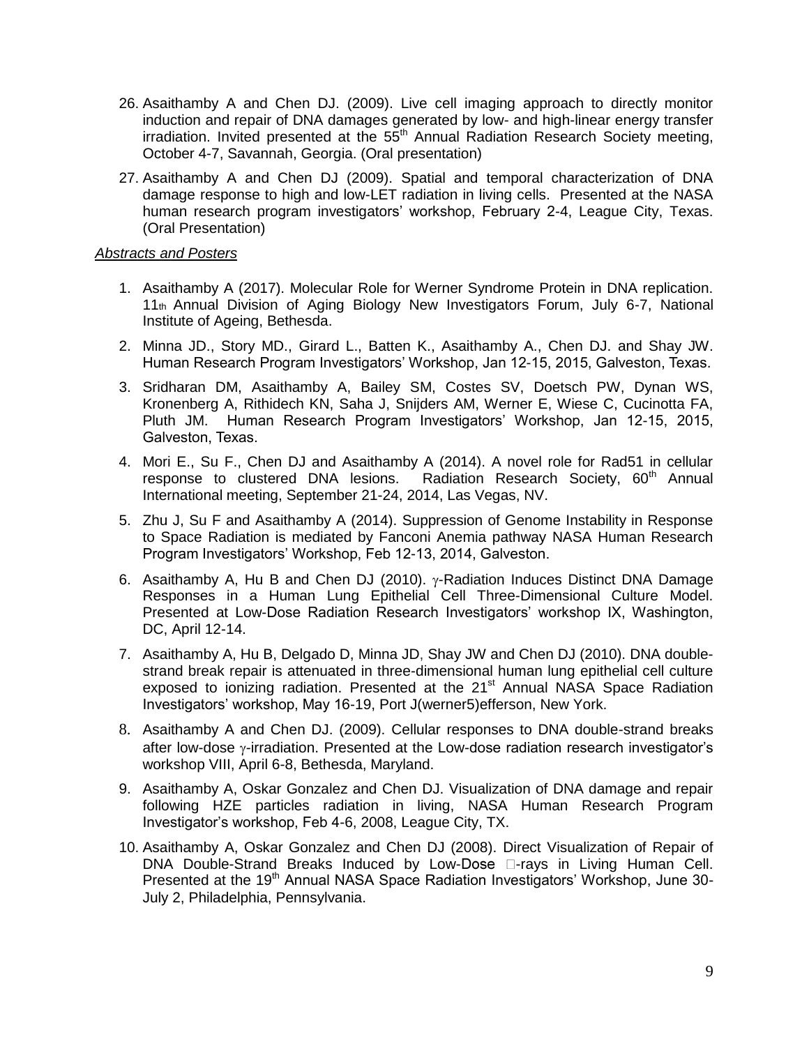26. Asaithamby A and Chen DJ. (2009). Live cell imaging approach to directly monitor induction and repair of DNA damages generated by low- and high-linear energy transfer irradiation. Invited presented at the 55th Annual Radiation Research Society meeting, October 4-7, Savannah, Georgia. (Oral presentation)

27. Asaithamby A and Chen DJ (2009). Spatial and temporal characterization of DNA damage response to high and low-LET radiation in living cells. Presented at the NASA human research program investigators' workshop, February 2-4, League City, Texas. (Oral Presentation)

*Abstracts and Posters*

1. Asaithamby A (2017). Molecular Role for Werner Syndrome Protein in DNA replication. 11th Annual Division of Aging Biology New Investigators Forum, July 6-7, National Institute of Ageing, Bethesda.

2. Minna JD., Story MD., Girard L., Batten K., Asaithamby A., Chen DJ. and Shay JW. Human Research Program Investigators' Workshop, Jan 12-15, 2015, Galveston, Texas.

3. Sridharan DM, Asaithamby A, Bailey SM, Costes SV, Doetsch PW, Dynan WS, Kronenberg A, Rithidech KN, Saha J, Snijders AM, Werner E, Wiese C, Cucinotta FA, Pluth JM. Human Research Program Investigators' Workshop, Jan 12-15, 2015, Galveston, Texas.

4. Mori E., Su F., Chen DJ and Asaithamby A (2014). A novel role for Rad51 in cellular response to clustered DNA lesions. Radiation Research Society, 60th Annual International meeting, September 21-24, 2014, Las Vegas, NV.

5. Zhu J, Su F and Asaithamby A (2014). Suppression of Genome Instability in Response to Space Radiation is mediated by Fanconi Anemia pathway NASA Human Research Program Investigators' Workshop, Feb 12-13, 2014, Galveston.

6. Asaithamby A, Hu B and Chen DJ (2010). $\gamma$-Radiation Induces Distinct DNA Damage Responses in a Human Lung Epithelial Cell Three-Dimensional Culture Model. Presented at Low-Dose Radiation Research Investigators' workshop IX, Washington, DC, April 12-14.

7. Asaithamby A, Hu B, Delgado D, Minna JD, Shay JW and Chen DJ (2010). DNA double-strand break repair is attenuated in three-dimensional human lung epithelial cell culture exposed to ionizing radiation. Presented at the 21st Annual NASA Space Radiation Investigators' workshop, May 16-19, Port J(werner5)efferson, New York.

8. Asaithamby A and Chen DJ. (2009). Cellular responses to DNA double-strand breaks after low-dose $\gamma$-irradiation. Presented at the Low-dose radiation research investigator's workshop VIII, April 6-8, Bethesda, Maryland.

9. Asaithamby A, Oskar Gonzalez and Chen DJ. Visualization of DNA damage and repair following HZE particles radiation in living, NASA Human Research Program Investigator's workshop, Feb 4-6, 2008, League City, TX.

10. Asaithamby A, Oskar Gonzalez and Chen DJ (2008). Direct Visualization of Repair of DNA Double-Strand Breaks Induced by Low-Dose $\gamma$-rays in Living Human Cell. Presented at the 19th Annual NASA Space Radiation Investigators' Workshop, June 30-July 2, Philadelphia, Pennsylvania.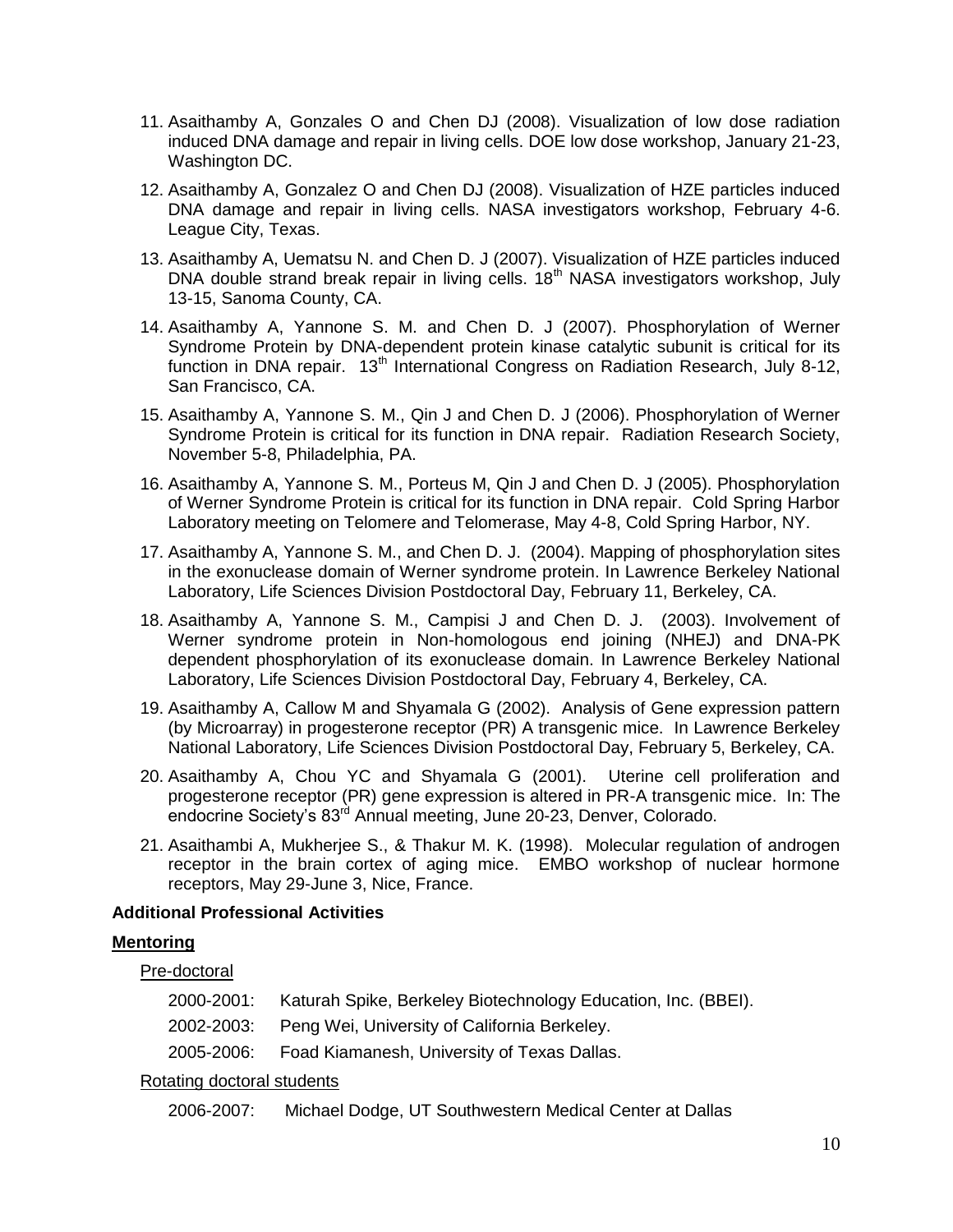11. Asaithamby A, Gonzales O and Chen DJ (2008). Visualization of low dose radiation induced DNA damage and repair in living cells. DOE low dose workshop, January 21-23, Washington DC.
12. Asaithamby A, Gonzalez O and Chen DJ (2008). Visualization of HZE particles induced DNA damage and repair in living cells. NASA investigators workshop, February 4-6. League City, Texas.
13. Asaithamby A, Uematsu N. and Chen D. J (2007). Visualization of HZE particles induced DNA double strand break repair in living cells. 18th NASA investigators workshop, July 13-15, Sanoma County, CA.
14. Asaithamby A, Yannone S. M. and Chen D. J (2007). Phosphorylation of Werner Syndrome Protein by DNA-dependent protein kinase catalytic subunit is critical for its function in DNA repair. 13th International Congress on Radiation Research, July 8-12, San Francisco, CA.
15. Asaithamby A, Yannone S. M., Qin J and Chen D. J (2006). Phosphorylation of Werner Syndrome Protein is critical for its function in DNA repair. Radiation Research Society, November 5-8, Philadelphia, PA.
16. Asaithamby A, Yannone S. M., Porteus M, Qin J and Chen D. J (2005). Phosphorylation of Werner Syndrome Protein is critical for its function in DNA repair. Cold Spring Harbor Laboratory meeting on Telomere and Telomerase, May 4-8, Cold Spring Harbor, NY.
17. Asaithamby A, Yannone S. M., and Chen D. J. (2004). Mapping of phosphorylation sites in the exonuclease domain of Werner syndrome protein. In Lawrence Berkeley National Laboratory, Life Sciences Division Postdoctoral Day, February 11, Berkeley, CA.
18. Asaithamby A, Yannone S. M., Campisi J and Chen D. J. (2003). Involvement of Werner syndrome protein in Non-homologous end joining (NHEJ) and DNA-PK dependent phosphorylation of its exonuclease domain. In Lawrence Berkeley National Laboratory, Life Sciences Division Postdoctoral Day, February 4, Berkeley, CA.
19. Asaithamby A, Callow M and Shyamala G (2002). Analysis of Gene expression pattern (by Microarray) in progesterone receptor (PR) A transgenic mice. In Lawrence Berkeley National Laboratory, Life Sciences Division Postdoctoral Day, February 5, Berkeley, CA.
20. Asaithamby A, Chou YC and Shyamala G (2001). Uterine cell proliferation and progesterone receptor (PR) gene expression is altered in PR-A transgenic mice. In: The endocrine Society's 83rd Annual meeting, June 20-23, Denver, Colorado.
21. Asaithambi A, Mukherjee S., & Thakur M. K. (1998). Molecular regulation of androgen receptor in the brain cortex of aging mice. EMBO workshop of nuclear hormone receptors, May 29-June 3, Nice, France.

**Additional Professional Activities**

**Mentoring**

Pre-doctoral

2000-2001: Katurah Spike, Berkeley Biotechnology Education, Inc. (BBEI).

2002-2003: Peng Wei, University of California Berkeley.

2005-2006: Foad Kiamanesh, University of Texas Dallas.

Rotating doctoral students

2006-2007: Michael Dodge, UT Southwestern Medical Center at Dallas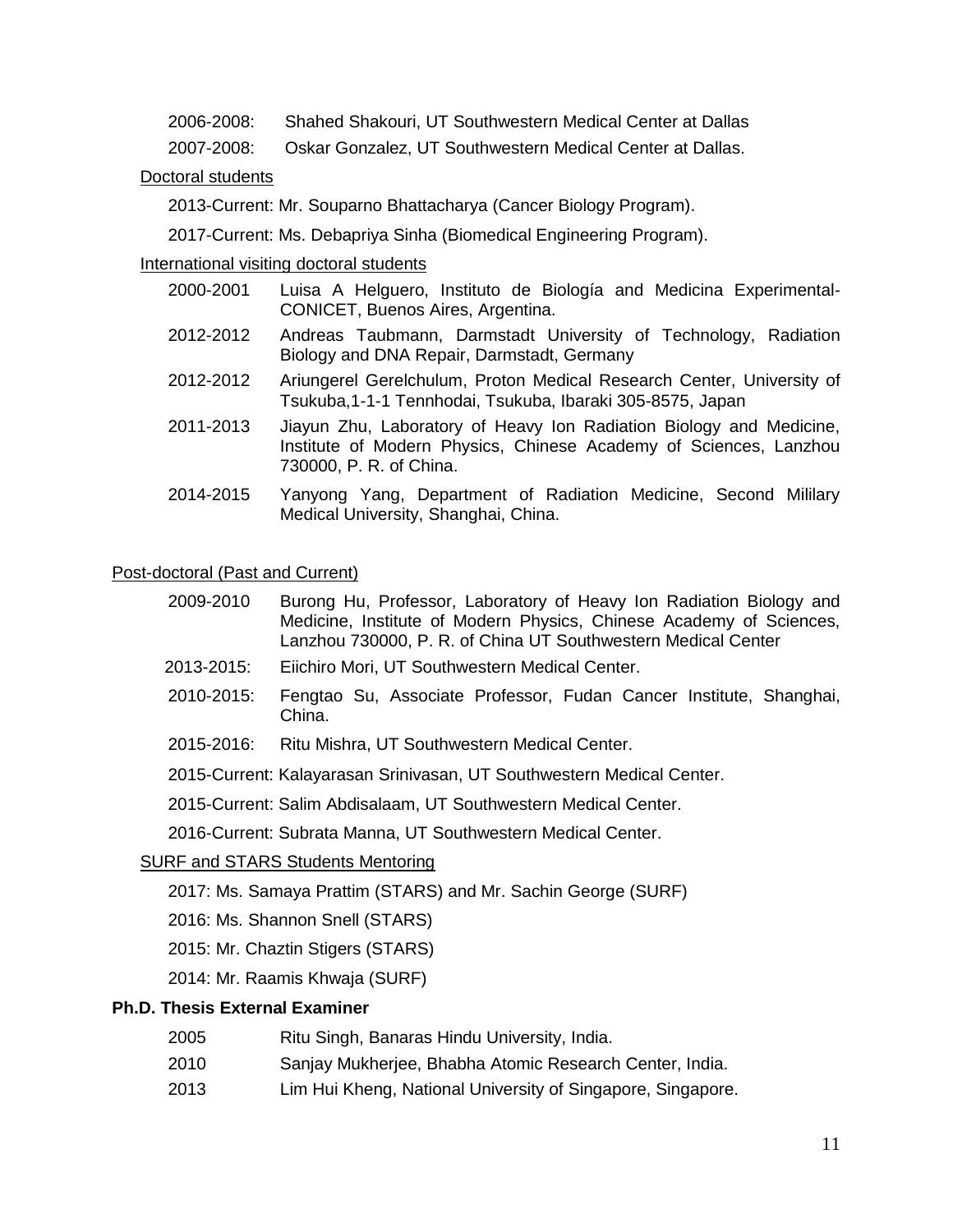2006-2008: Shahed Shakouri, UT Southwestern Medical Center at Dallas

2007-2008: Oskar Gonzalez, UT Southwestern Medical Center at Dallas.

Doctoral students

2013-Current: Mr. Souparno Bhattacharya (Cancer Biology Program).

2017-Current: Ms. Debapriya Sinha (Biomedical Engineering Program).

International visiting doctoral students

2000-2001 Luisa A Helguero, Instituto de Biología and Medicina Experimental-CONICET, Buenos Aires, Argentina.

2012-2012 Andreas Taubmann, Darmstadt University of Technology, Radiation Biology and DNA Repair, Darmstadt, Germany

2012-2012 Ariungerel Gerelchulum, Proton Medical Research Center, University of Tsukuba,1-1-1 Tennhodai, Tsukuba, Ibaraki 305-8575, Japan

2011-2013 Jiayun Zhu, Laboratory of Heavy Ion Radiation Biology and Medicine, Institute of Modern Physics, Chinese Academy of Sciences, Lanzhou 730000, P. R. of China.

2014-2015 Yanyong Yang, Department of Radiation Medicine, Second Mililary Medical University, Shanghai, China.

Post-doctoral (Past and Current)

2009-2010 Burong Hu, Professor, Laboratory of Heavy Ion Radiation Biology and Medicine, Institute of Modern Physics, Chinese Academy of Sciences, Lanzhou 730000, P. R. of China UT Southwestern Medical Center

2013-2015: Eiichiro Mori, UT Southwestern Medical Center.

2010-2015: Fengtao Su, Associate Professor, Fudan Cancer Institute, Shanghai, China.

2015-2016: Ritu Mishra, UT Southwestern Medical Center.

2015-Current: Kalayarasan Srinivasan, UT Southwestern Medical Center.

2015-Current: Salim Abdisalaam, UT Southwestern Medical Center.

2016-Current: Subrata Manna, UT Southwestern Medical Center.

SURF and STARS Students Mentoring

2017: Ms. Samaya Prattim (STARS) and Mr. Sachin George (SURF)

2016: Ms. Shannon Snell (STARS)

2015: Mr. Chaztin Stigers (STARS)

2014: Mr. Raamis Khwaja (SURF)

**Ph.D. Thesis External Examiner**

2005 Ritu Singh, Banaras Hindu University, India.

2010 Sanjay Mukherjee, Bhabha Atomic Research Center, India.

2013 Lim Hui Kheng, National University of Singapore, Singapore.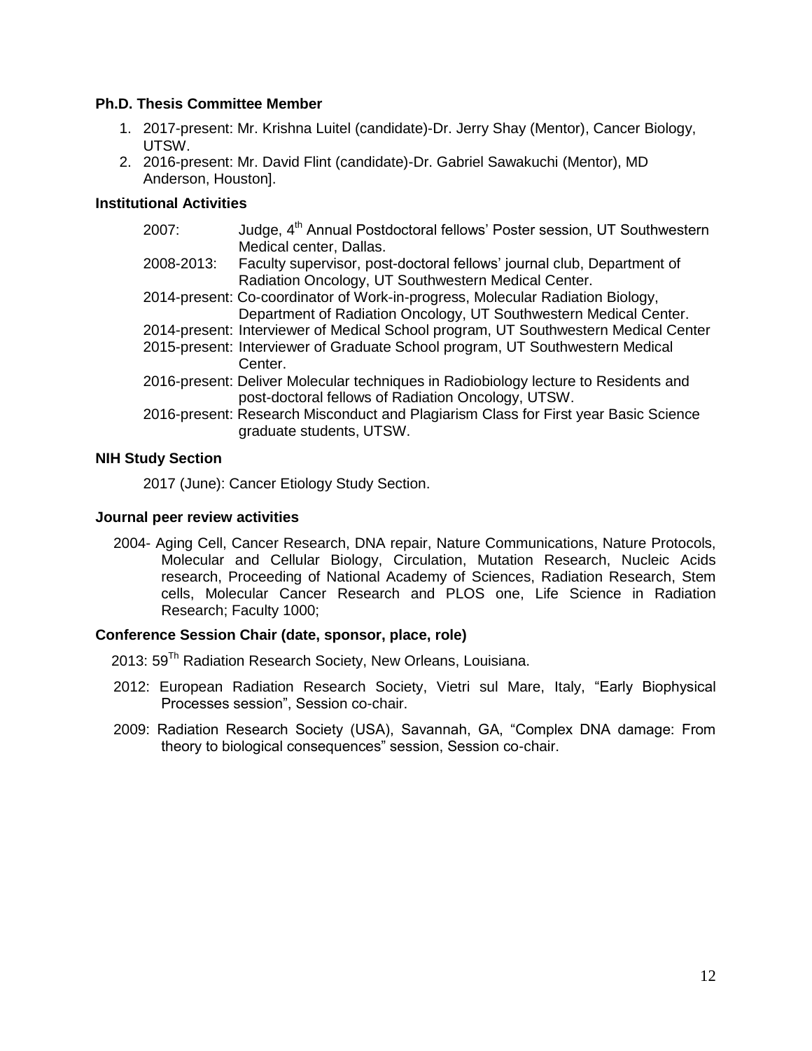**Ph.D. Thesis Committee Member**

1. 2017-present: Mr. Krishna Luitel (candidate)-Dr. Jerry Shay (Mentor), Cancer Biology, UTSW.
2. 2016-present: Mr. David Flint (candidate)-Dr. Gabriel Sawakuchi (Mentor), MD Anderson, Houston].

**Institutional Activities**

2007: Judge, 4th Annual Postdoctoral fellows' Poster session, UT Southwestern Medical center, Dallas.

2008-2013: Faculty supervisor, post-doctoral fellows' journal club, Department of Radiation Oncology, UT Southwestern Medical Center.

2014-present: Co-coordinator of Work-in-progress, Molecular Radiation Biology, Department of Radiation Oncology, UT Southwestern Medical Center.

2014-present: Interviewer of Medical School program, UT Southwestern Medical Center

2015-present: Interviewer of Graduate School program, UT Southwestern Medical Center.

2016-present: Deliver Molecular techniques in Radiobiology lecture to Residents and post-doctoral fellows of Radiation Oncology, UTSW.

2016-present: Research Misconduct and Plagiarism Class for First year Basic Science graduate students, UTSW.

**NIH Study Section**

2017 (June): Cancer Etiology Study Section.

**Journal peer review activities**

2004- Aging Cell, Cancer Research, DNA repair, Nature Communications, Nature Protocols, Molecular and Cellular Biology, Circulation, Mutation Research, Nucleic Acids research, Proceeding of National Academy of Sciences, Radiation Research, Stem cells, Molecular Cancer Research and PLOS one, Life Science in Radiation Research; Faculty 1000;

**Conference Session Chair (date, sponsor, place, role)**

2013: 59Th Radiation Research Society, New Orleans, Louisiana.

2012: European Radiation Research Society, Vietri sul Mare, Italy, "Early Biophysical Processes session", Session co-chair.

2009: Radiation Research Society (USA), Savannah, GA, "Complex DNA damage: From theory to biological consequences" session, Session co-chair.